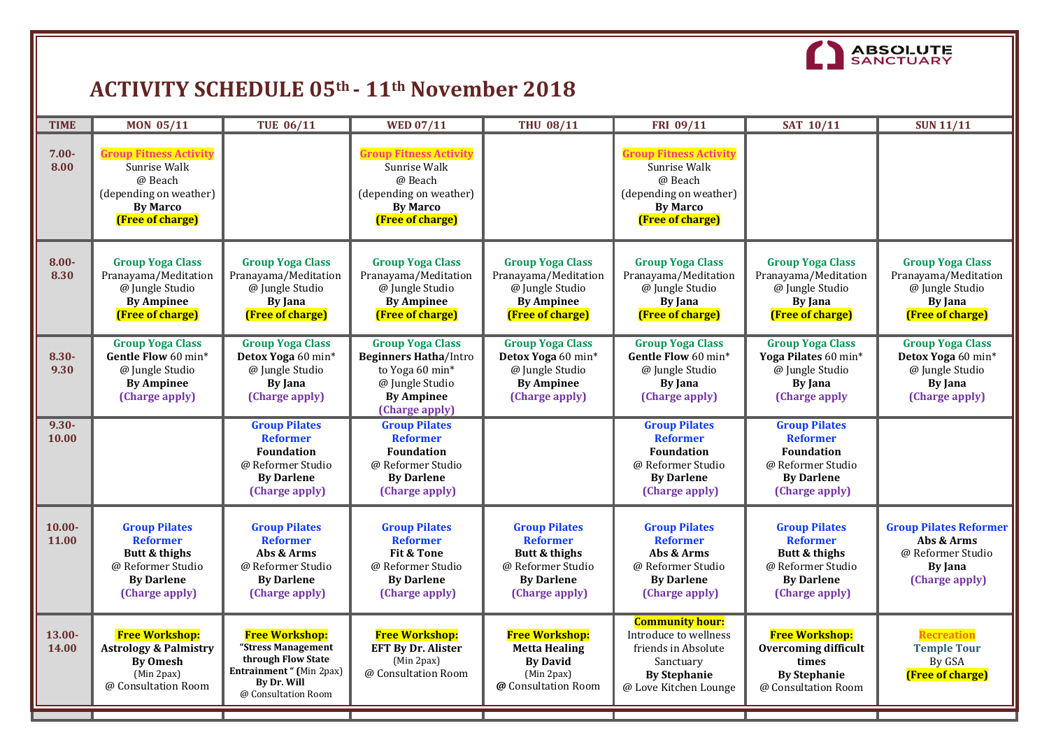ABSOLUTE SANCTUARY

# ACTIVITY SCHEDULE 05th - 11th November 2018

| TIME | MON 05/11 | TUE 06/11 | WED 07/11 | THU 08/11 | FRI 09/11 | SAT 10/11 | SUN 11/11 |
|---|---|---|---|---|---|---|---|
| 7.00-8.00 | **Group Fitness Activity** Sunrise Walk @ Beach (depending on weather) **By Marco** **(Free of charge)** | | **Group Fitness Activity** Sunrise Walk @ Beach (depending on weather) **By Marco** **(Free of charge)** | | **Group Fitness Activity** Sunrise Walk @ Beach (depending on weather) **By Marco** **(Free of charge)** | | |
| 8.00-8.30 | **Group Yoga Class** Pranayama/Meditation @ Jungle Studio **By Ampinee** **(Free of charge)** | **Group Yoga Class** Pranayama/Meditation @ Jungle Studio **By Jana** **(Free of charge)** | **Group Yoga Class** Pranayama/Meditation @ Jungle Studio **By Ampinee** **(Free of charge)** | **Group Yoga Class** Pranayama/Meditation @ Jungle Studio **By Ampinee** **(Free of charge)** | **Group Yoga Class** Pranayama/Meditation @ Jungle Studio **By Jana** **(Free of charge)** | **Group Yoga Class** Pranayama/Meditation @ Jungle Studio **By Jana** **(Free of charge)** | **Group Yoga Class** Pranayama/Meditation @ Jungle Studio **By Jana** **(Free of charge)** |
| 8.30-9.30 | **Group Yoga Class** **Gentle Flow** 60 min* @ Jungle Studio **By Ampinee** **(Charge apply)** | **Group Yoga Class** **Detox Yoga** 60 min* @ Jungle Studio **By Jana** **(Charge apply)** | **Group Yoga Class** **Beginners Hatha**/Intro to Yoga 60 min* @ Jungle Studio **By Ampinee** **(Charge apply)** | **Group Yoga Class** **Detox Yoga** 60 min* @ Jungle Studio **By Ampinee** **(Charge apply)** | **Group Yoga Class** **Gentle Flow** 60 min* @ Jungle Studio **By Jana** **(Charge apply)** | **Group Yoga Class** **Yoga Pilates** 60 min* @ Jungle Studio **By Jana** **(Charge apply** | **Group Yoga Class** **Detox Yoga** 60 min* @ Jungle Studio **By Jana** **(Charge apply)** |
| 9.30-10.00 | | **Group Pilates Reformer** **Foundation** @ Reformer Studio **By Darlene** **(Charge apply)** | **Group Pilates Reformer** **Foundation** @ Reformer Studio **By Darlene** **(Charge apply)** | | **Group Pilates Reformer** **Foundation** @ Reformer Studio **By Darlene** **(Charge apply)** | **Group Pilates Reformer** **Foundation** @ Reformer Studio **By Darlene** **(Charge apply)** | |
| 10.00-11.00 | **Group Pilates Reformer** **Butt & thighs** @ Reformer Studio **By Darlene** **(Charge apply)** | **Group Pilates Reformer** **Abs & Arms** @ Reformer Studio **By Darlene** **(Charge apply)** | **Group Pilates Reformer** **Fit & Tone** @ Reformer Studio **By Darlene** **(Charge apply)** | **Group Pilates Reformer** **Butt & thighs** @ Reformer Studio **By Darlene** **(Charge apply)** | **Group Pilates Reformer** **Abs & Arms** @ Reformer Studio **By Darlene** **(Charge apply)** | **Group Pilates Reformer** **Butt & thighs** @ Reformer Studio **By Darlene** **(Charge apply)** | **Group Pilates Reformer** **Abs & Arms** @ Reformer Studio **By Jana** **(Charge apply)** |
| 13.00-14.00 | **Free Workshop:** **Astrology & Palmistry** **By Omesh** (Min 2pax) @ Consultation Room | **Free Workshop:** **"Stress Management through Flow State Entrainment " (**Min 2pax) **By Dr. Will** @ Consultation Room | **Free Workshop:** **EFT By Dr. Alister** (Min 2pax) @ Consultation Room | **Free Workshop:** **Metta Healing** **By David** (Min 2pax) **@** Consultation Room | **Community hour:** Introduce to wellness friends in Absolute Sanctuary **By Stephanie** @ Love Kitchen Lounge | **Free Workshop:** **Overcoming difficult times** **By Stephanie** @ Consultation Room | **Recreation** **Temple Tour** By GSA **(Free of charge)** |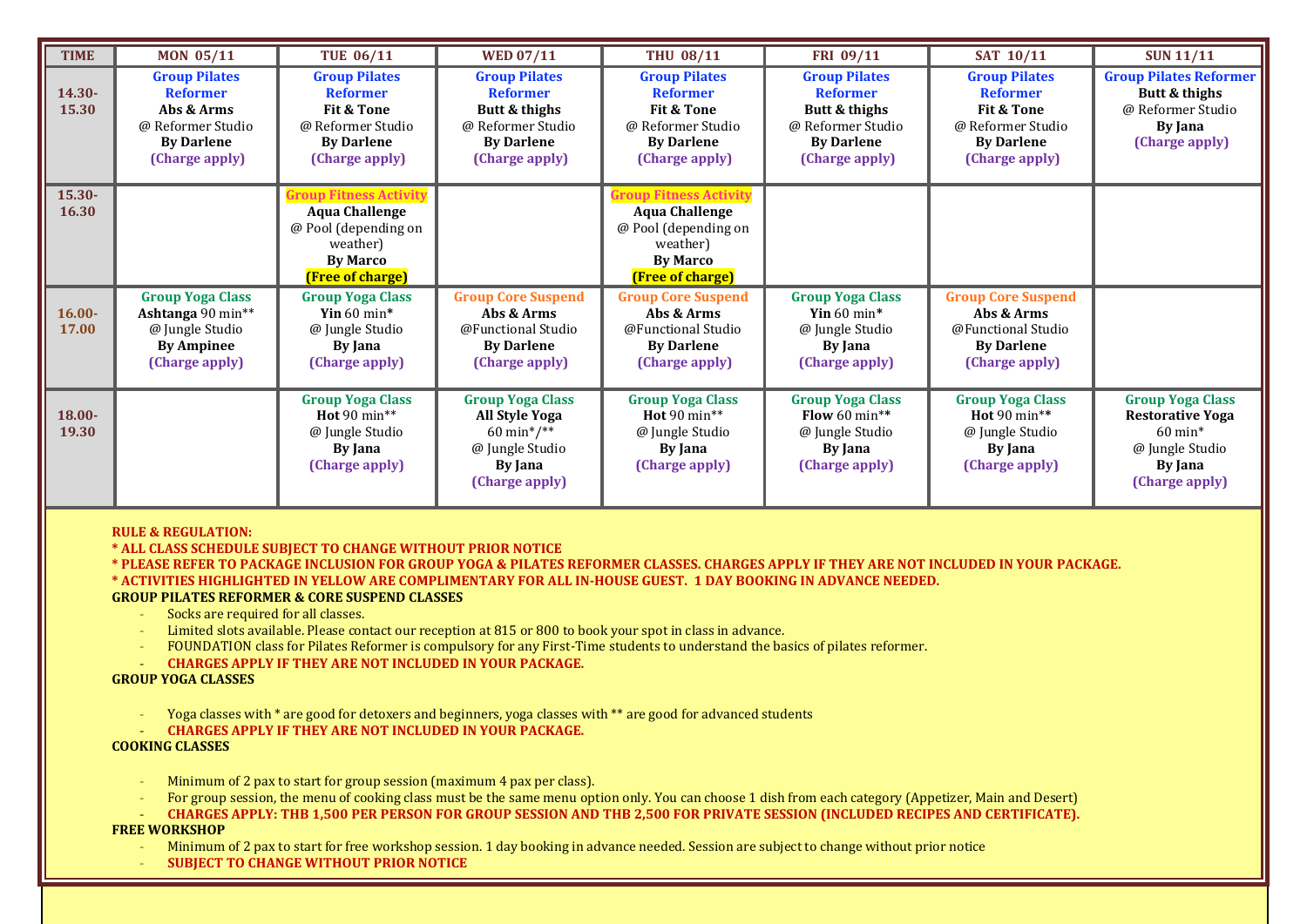| TIME | MON 05/11 | TUE 06/11 | WED 07/11 | THU 08/11 | FRI 09/11 | SAT 10/11 | SUN 11/11 |
|---|---|---|---|---|---|---|---|
| 14.30-15.30 | **Group Pilates Reformer** **Abs & Arms** @ Reformer Studio **By Darlene** **(Charge apply)** | **Group Pilates Reformer** **Fit & Tone** @ Reformer Studio **By Darlene** **(Charge apply)** | **Group Pilates Reformer** **Butt & thighs** @ Reformer Studio **By Darlene** **(Charge apply)** | **Group Pilates Reformer** **Fit & Tone** @ Reformer Studio **By Darlene** **(Charge apply)** | **Group Pilates Reformer** **Butt & thighs** @ Reformer Studio **By Darlene** **(Charge apply)** | **Group Pilates Reformer** **Fit & Tone** @ Reformer Studio **By Darlene** **(Charge apply)** | **Group Pilates Reformer** **Butt & thighs** @ Reformer Studio **By Jana** **(Charge apply)** |
| 15.30-16.30 | | **Group Fitness Activity** **Aqua Challenge** @ Pool (depending on weather) **By Marco** **(Free of charge)** | | **Group Fitness Activity** **Aqua Challenge** @ Pool (depending on weather) **By Marco** **(Free of charge)** | | | |
| 16.00-17.00 | **Group Yoga Class** **Ashtanga** 90 min** @ Jungle Studio **By Ampinee** **(Charge apply)** | **Group Yoga Class** **Yin** 60 min* @ Jungle Studio **By Jana** **(Charge apply)** | **Group Core Suspend** **Abs & Arms** @Functional Studio **By Darlene** **(Charge apply)** | **Group Core Suspend** **Abs & Arms** @Functional Studio **By Darlene** **(Charge apply)** | **Group Yoga Class** **Yin** 60 min* @ Jungle Studio **By Jana** **(Charge apply)** | **Group Core Suspend** **Abs & Arms** @Functional Studio **By Darlene** **(Charge apply)** | |
| 18.00-19.30 | | **Group Yoga Class** **Hot** 90 min** @ Jungle Studio **By Jana** **(Charge apply)** | **Group Yoga Class** **All Style Yoga** 60 min*/** @ Jungle Studio **By Jana** **(Charge apply)** | **Group Yoga Class** **Hot** 90 min** @ Jungle Studio **By Jana** **(Charge apply)** | **Group Yoga Class** **Flow** 60 min** @ Jungle Studio **By Jana** **(Charge apply)** | **Group Yoga Class** **Hot** 90 min** @ Jungle Studio **By Jana** **(Charge apply)** | **Group Yoga Class** **Restorative Yoga** 60 min* @ Jungle Studio **By Jana** **(Charge apply)** |

**RULE & REGULATION:**

**\* ALL CLASS SCHEDULE SUBJECT TO CHANGE WITHOUT PRIOR NOTICE**

**\* PLEASE REFER TO PACKAGE INCLUSION FOR GROUP YOGA & PILATES REFORMER CLASSES. CHARGES APPLY IF THEY ARE NOT INCLUDED IN YOUR PACKAGE.**

**\* ACTIVITIES HIGHLIGHTED IN YELLOW ARE COMPLIMENTARY FOR ALL IN-HOUSE GUEST. 1 DAY BOOKING IN ADVANCE NEEDED.**

**GROUP PILATES REFORMER & CORE SUSPEND CLASSES**

- Socks are required for all classes.
- Limited slots available. Please contact our reception at 815 or 800 to book your spot in class in advance.
- FOUNDATION class for Pilates Reformer is compulsory for any First-Time students to understand the basics of pilates reformer.
- **CHARGES APPLY IF THEY ARE NOT INCLUDED IN YOUR PACKAGE.**

**GROUP YOGA CLASSES**

- Yoga classes with * are good for detoxers and beginners, yoga classes with ** are good for advanced students
- **CHARGES APPLY IF THEY ARE NOT INCLUDED IN YOUR PACKAGE.**

**COOKING CLASSES**

- Minimum of 2 pax to start for group session (maximum 4 pax per class).
- For group session, the menu of cooking class must be the same menu option only. You can choose 1 dish from each category (Appetizer, Main and Desert)
- **CHARGES APPLY: THB 1,500 PER PERSON FOR GROUP SESSION AND THB 2,500 FOR PRIVATE SESSION (INCLUDED RECIPES AND CERTIFICATE).**

**FREE WORKSHOP**

- Minimum of 2 pax to start for free workshop session. 1 day booking in advance needed. Session are subject to change without prior notice
- **SUBJECT TO CHANGE WITHOUT PRIOR NOTICE**